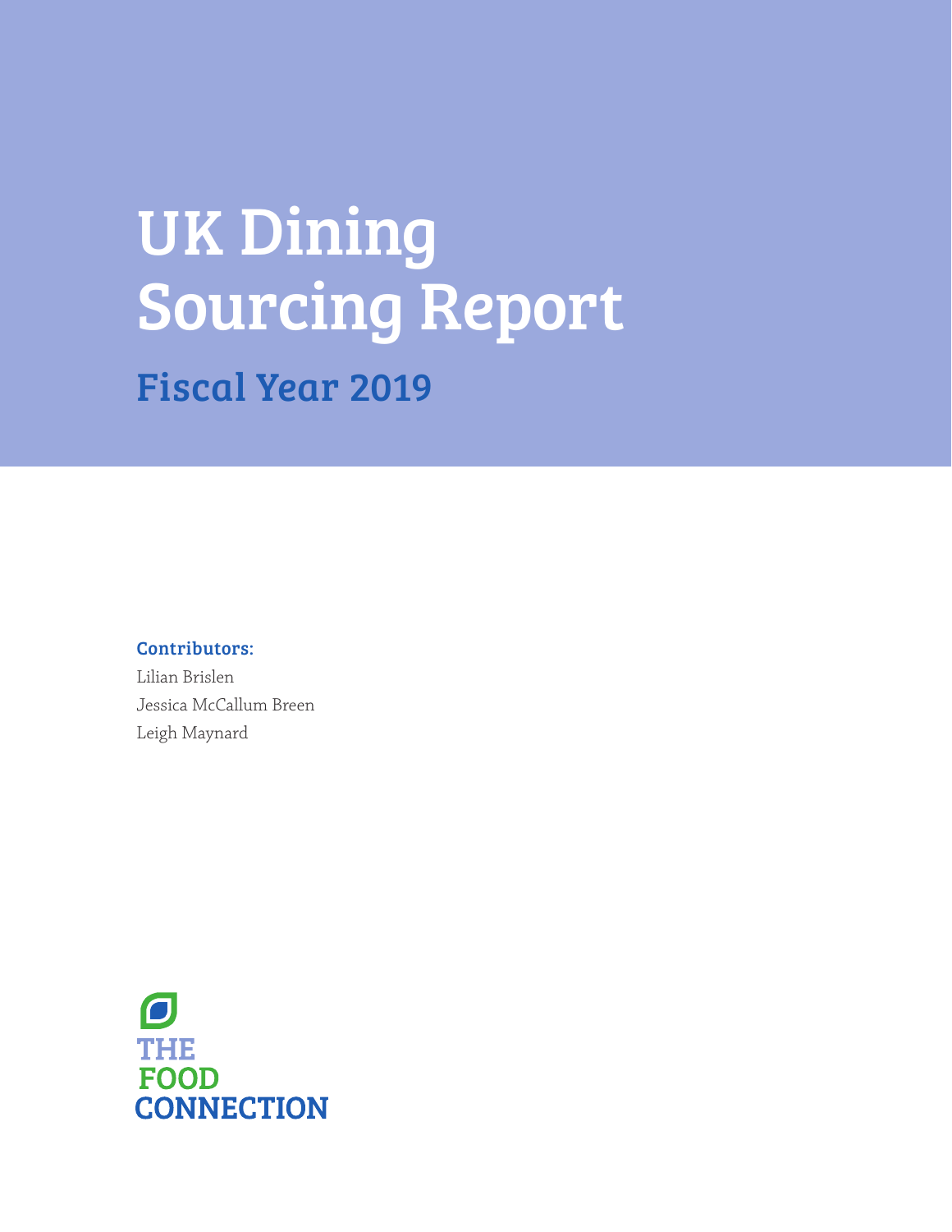# UK Dining Sourcing Report

## Fiscal Year 2019

**Contributors:**

Lilian Brislen

Jessica McCallum Breen

Leigh Maynard

THE FOOD CONNECTION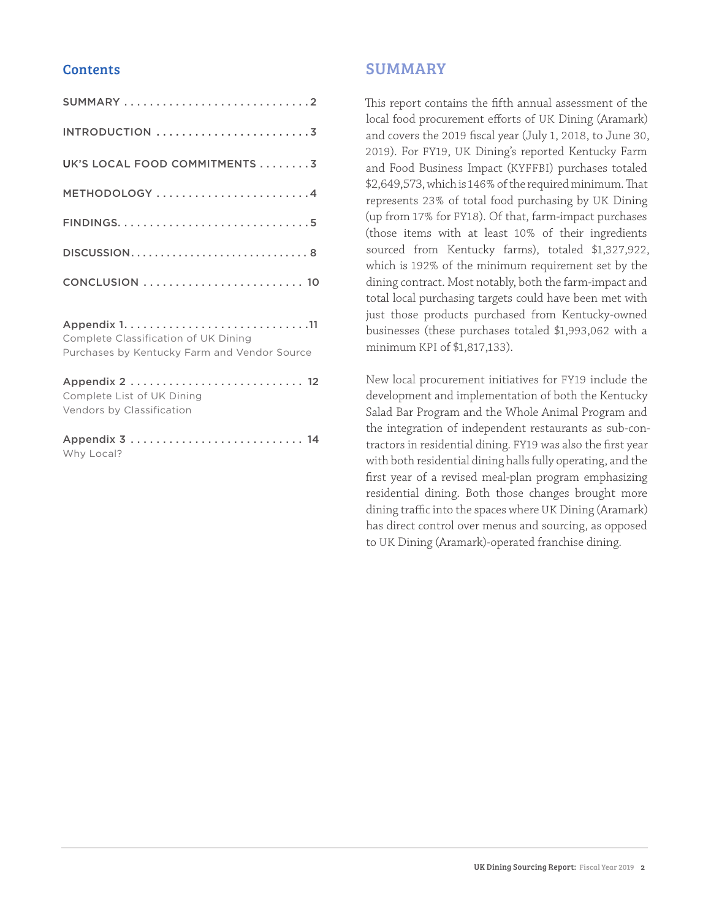## Contents

SUMMARY . . . . . . . . . . . . . . . . . . . . . . . . . . . . 2

INTRODUCTION . . . . . . . . . . . . . . . . . . . . . . . . 3

UK'S LOCAL FOOD COMMITMENTS . . . . . . . . 3

METHODOLOGY . . . . . . . . . . . . . . . . . . . . . . . . 4

FINDINGS. . . . . . . . . . . . . . . . . . . . . . . . . . . . . 5

DISCUSSION. . . . . . . . . . . . . . . . . . . . . . . . . . . . 8

CONCLUSION . . . . . . . . . . . . . . . . . . . . . . . . . 10

Appendix 1. . . . . . . . . . . . . . . . . . . . . . . . . . . . 11
Complete Classification of UK Dining Purchases by Kentucky Farm and Vendor Source

Appendix 2 . . . . . . . . . . . . . . . . . . . . . . . . . . . 12
Complete List of UK Dining Vendors by Classification

Appendix 3 . . . . . . . . . . . . . . . . . . . . . . . . . . . 14
Why Local?

## SUMMARY

This report contains the fifth annual assessment of the local food procurement efforts of UK Dining (Aramark) and covers the 2019 fiscal year (July 1, 2018, to June 30, 2019). For FY19, UK Dining's reported Kentucky Farm and Food Business Impact (KYFFBI) purchases totaled $2,649,573, which is 146% of the required minimum. That represents 23% of total food purchasing by UK Dining (up from 17% for FY18). Of that, farm-impact purchases (those items with at least 10% of their ingredients sourced from Kentucky farms), totaled $1,327,922, which is 192% of the minimum requirement set by the dining contract. Most notably, both the farm-impact and total local purchasing targets could have been met with just those products purchased from Kentucky-owned businesses (these purchases totaled $1,993,062 with a minimum KPI of $1,817,133).

New local procurement initiatives for FY19 include the development and implementation of both the Kentucky Salad Bar Program and the Whole Animal Program and the integration of independent restaurants as sub-contractors in residential dining. FY19 was also the first year with both residential dining halls fully operating, and the first year of a revised meal-plan program emphasizing residential dining. Both those changes brought more dining traffic into the spaces where UK Dining (Aramark) has direct control over menus and sourcing, as opposed to UK Dining (Aramark)-operated franchise dining.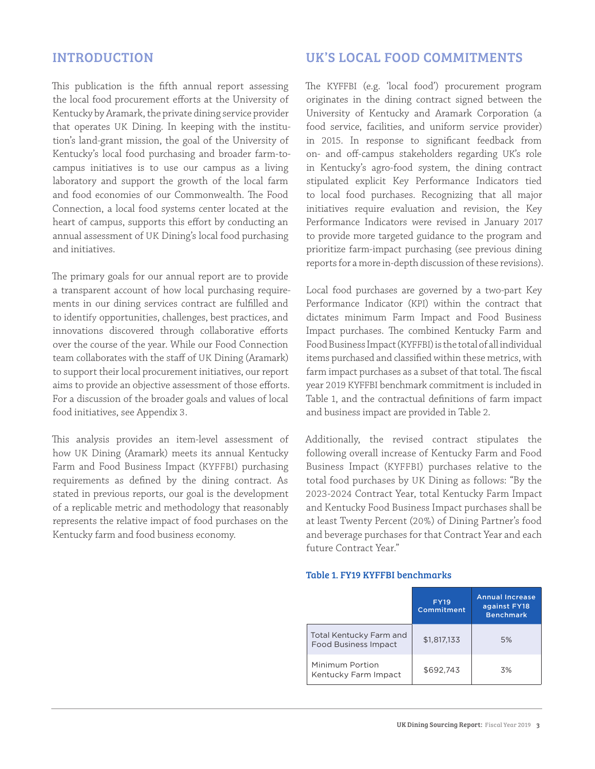## INTRODUCTION

This publication is the fifth annual report assessing the local food procurement efforts at the University of Kentucky by Aramark, the private dining service provider that operates UK Dining. In keeping with the institution's land-grant mission, the goal of the University of Kentucky's local food purchasing and broader farm-to-campus initiatives is to use our campus as a living laboratory and support the growth of the local farm and food economies of our Commonwealth. The Food Connection, a local food systems center located at the heart of campus, supports this effort by conducting an annual assessment of UK Dining's local food purchasing and initiatives.

The primary goals for our annual report are to provide a transparent account of how local purchasing requirements in our dining services contract are fulfilled and to identify opportunities, challenges, best practices, and innovations discovered through collaborative efforts over the course of the year. While our Food Connection team collaborates with the staff of UK Dining (Aramark) to support their local procurement initiatives, our report aims to provide an objective assessment of those efforts. For a discussion of the broader goals and values of local food initiatives, see Appendix 3.

This analysis provides an item-level assessment of how UK Dining (Aramark) meets its annual Kentucky Farm and Food Business Impact (KYFFBI) purchasing requirements as defined by the dining contract. As stated in previous reports, our goal is the development of a replicable metric and methodology that reasonably represents the relative impact of food purchases on the Kentucky farm and food business economy.

## UK'S LOCAL FOOD COMMITMENTS

The KYFFBI (e.g. 'local food') procurement program originates in the dining contract signed between the University of Kentucky and Aramark Corporation (a food service, facilities, and uniform service provider) in 2015. In response to significant feedback from on- and off-campus stakeholders regarding UK's role in Kentucky's agro-food system, the dining contract stipulated explicit Key Performance Indicators tied to local food purchases. Recognizing that all major initiatives require evaluation and revision, the Key Performance Indicators were revised in January 2017 to provide more targeted guidance to the program and prioritize farm-impact purchasing (see previous dining reports for a more in-depth discussion of these revisions).

Local food purchases are governed by a two-part Key Performance Indicator (KPI) within the contract that dictates minimum Farm Impact and Food Business Impact purchases. The combined Kentucky Farm and Food Business Impact (KYFFBI) is the total of all individual items purchased and classified within these metrics, with farm impact purchases as a subset of that total. The fiscal year 2019 KYFFBI benchmark commitment is included in Table 1, and the contractual definitions of farm impact and business impact are provided in Table 2.

Additionally, the revised contract stipulates the following overall increase of Kentucky Farm and Food Business Impact (KYFFBI) purchases relative to the total food purchases by UK Dining as follows: "By the 2023-2024 Contract Year, total Kentucky Farm Impact and Kentucky Food Business Impact purchases shall be at least Twenty Percent (20%) of Dining Partner's food and beverage purchases for that Contract Year and each future Contract Year."

**Table 1. FY19 KYFFBI benchmarks**

| | FY19 Commitment | Annual Increase against FY18 Benchmark |
|---|---|---|
| Total Kentucky Farm and Food Business Impact | $1,817,133 | 5% |
| Minimum Portion Kentucky Farm Impact | $692,743 | 3% |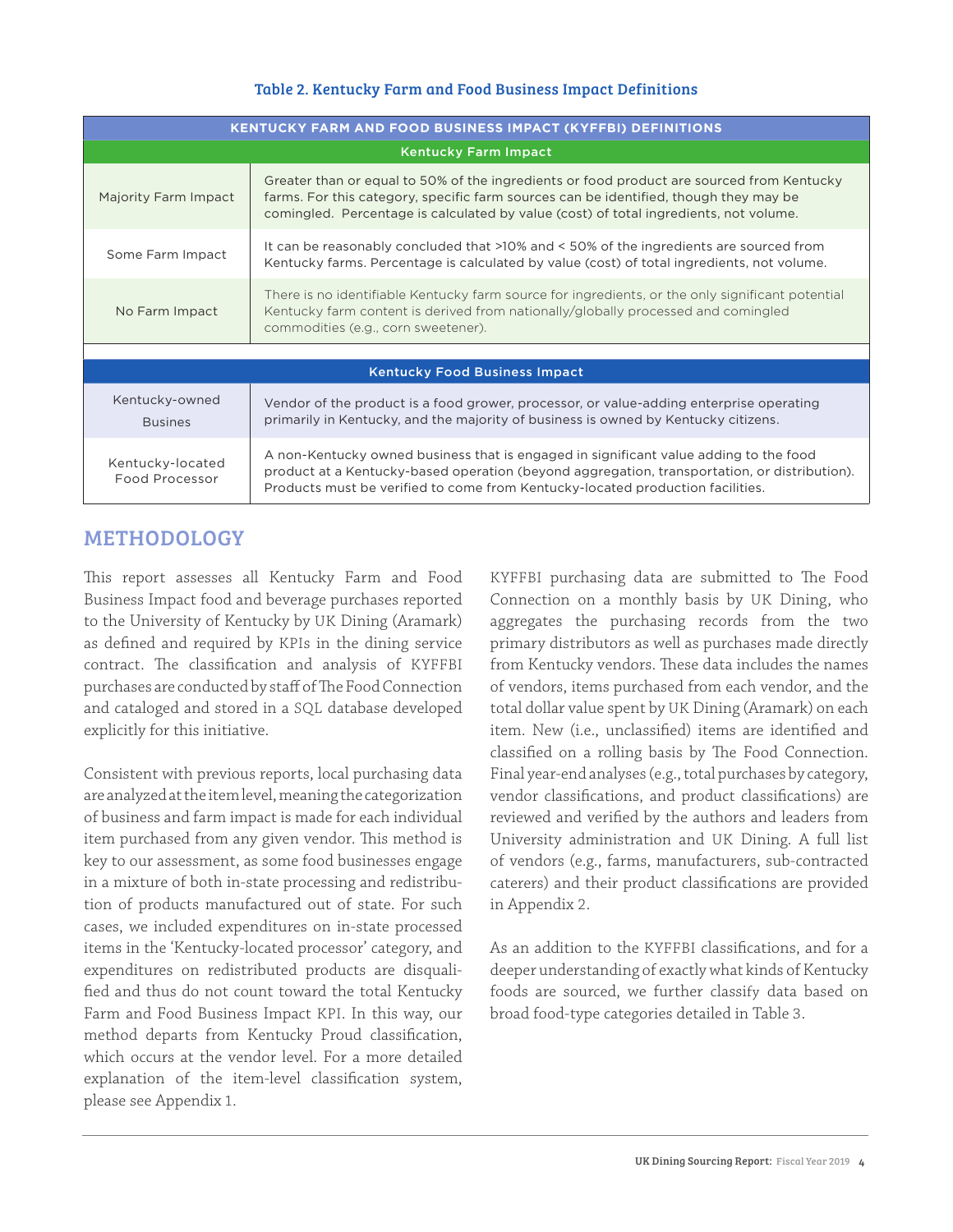**Table 2. Kentucky Farm and Food Business Impact Definitions**

| KENTUCKY FARM AND FOOD BUSINESS IMPACT (KYFFBI) DEFINITIONS | |
|---|---|
| **Kentucky Farm Impact** | |
| Majority Farm Impact | Greater than or equal to 50% of the ingredients or food product are sourced from Kentucky farms. For this category, specific farm sources can be identified, though they may be comingled. Percentage is calculated by value (cost) of total ingredients, not volume. |
| Some Farm Impact | It can be reasonably concluded that >10% and < 50% of the ingredients are sourced from Kentucky farms. Percentage is calculated by value (cost) of total ingredients, not volume. |
| No Farm Impact | There is no identifiable Kentucky farm source for ingredients, or the only significant potential Kentucky farm content is derived from nationally/globally processed and comingled commodities (e.g., corn sweetener). |
| **Kentucky Food Business Impact** | |
| Kentucky-owned Busines | Vendor of the product is a food grower, processor, or value-adding enterprise operating primarily in Kentucky, and the majority of business is owned by Kentucky citizens. |
| Kentucky-located Food Processor | A non-Kentucky owned business that is engaged in significant value adding to the food product at a Kentucky-based operation (beyond aggregation, transportation, or distribution). Products must be verified to come from Kentucky-located production facilities. |

## METHODOLOGY

This report assesses all Kentucky Farm and Food Business Impact food and beverage purchases reported to the University of Kentucky by UK Dining (Aramark) as defined and required by KPIs in the dining service contract. The classification and analysis of KYFFBI purchases are conducted by staff of The Food Connection and cataloged and stored in a SQL database developed explicitly for this initiative.

Consistent with previous reports, local purchasing data are analyzed at the item level, meaning the categorization of business and farm impact is made for each individual item purchased from any given vendor. This method is key to our assessment, as some food businesses engage in a mixture of both in-state processing and redistribution of products manufactured out of state. For such cases, we included expenditures on in-state processed items in the 'Kentucky-located processor' category, and expenditures on redistributed products are disqualified and thus do not count toward the total Kentucky Farm and Food Business Impact KPI. In this way, our method departs from Kentucky Proud classification, which occurs at the vendor level. For a more detailed explanation of the item-level classification system, please see Appendix 1.

KYFFBI purchasing data are submitted to The Food Connection on a monthly basis by UK Dining, who aggregates the purchasing records from the two primary distributors as well as purchases made directly from Kentucky vendors. These data includes the names of vendors, items purchased from each vendor, and the total dollar value spent by UK Dining (Aramark) on each item. New (i.e., unclassified) items are identified and classified on a rolling basis by The Food Connection. Final year-end analyses (e.g., total purchases by category, vendor classifications, and product classifications) are reviewed and verified by the authors and leaders from University administration and UK Dining. A full list of vendors (e.g., farms, manufacturers, sub-contracted caterers) and their product classifications are provided in Appendix 2.

As an addition to the KYFFBI classifications, and for a deeper understanding of exactly what kinds of Kentucky foods are sourced, we further classify data based on broad food-type categories detailed in Table 3.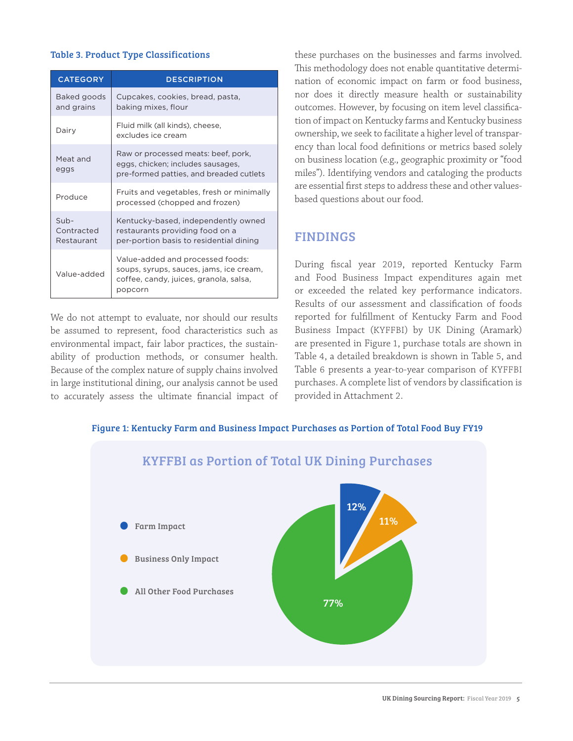**Table 3. Product Type Classifications**

| CATEGORY | DESCRIPTION |
|---|---|
| Baked goods and grains | Cupcakes, cookies, bread, pasta, baking mixes, flour |
| Dairy | Fluid milk (all kinds), cheese, excludes ice cream |
| Meat and eggs | Raw or processed meats: beef, pork, eggs, chicken; includes sausages, pre-formed patties, and breaded cutlets |
| Produce | Fruits and vegetables, fresh or minimally processed (chopped and frozen) |
| Sub-Contracted Restaurant | Kentucky-based, independently owned restaurants providing food on a per-portion basis to residential dining |
| Value-added | Value-added and processed foods: soups, syrups, sauces, jams, ice cream, coffee, candy, juices, granola, salsa, popcorn |

We do not attempt to evaluate, nor should our results be assumed to represent, food characteristics such as environmental impact, fair labor practices, the sustainability of production methods, or consumer health. Because of the complex nature of supply chains involved in large institutional dining, our analysis cannot be used to accurately assess the ultimate financial impact of these purchases on the businesses and farms involved. This methodology does not enable quantitative determination of economic impact on farm or food business, nor does it directly measure health or sustainability outcomes. However, by focusing on item level classification of impact on Kentucky farms and Kentucky business ownership, we seek to facilitate a higher level of transparency than local food definitions or metrics based solely on business location (e.g., geographic proximity or "food miles"). Identifying vendors and cataloging the products are essential first steps to address these and other values-based questions about our food.

## FINDINGS

During fiscal year 2019, reported Kentucky Farm and Food Business Impact expenditures again met or exceeded the related key performance indicators. Results of our assessment and classification of foods reported for fulfillment of Kentucky Farm and Food Business Impact (KYFFBI) by UK Dining (Aramark) are presented in Figure 1, purchase totals are shown in Table 4, a detailed breakdown is shown in Table 5, and Table 6 presents a year-to-year comparison of KYFFBI purchases. A complete list of vendors by classification is provided in Attachment 2.

**Figure 1: Kentucky Farm and Business Impact Purchases as Portion of Total Food Buy FY19**

**KYFFBI as Portion of Total UK Dining Purchases**

| Category | Percentage |
|---|---|
| Farm Impact | 12% |
| Business Only Impact | 11% |
| All Other Food Purchases | 77% |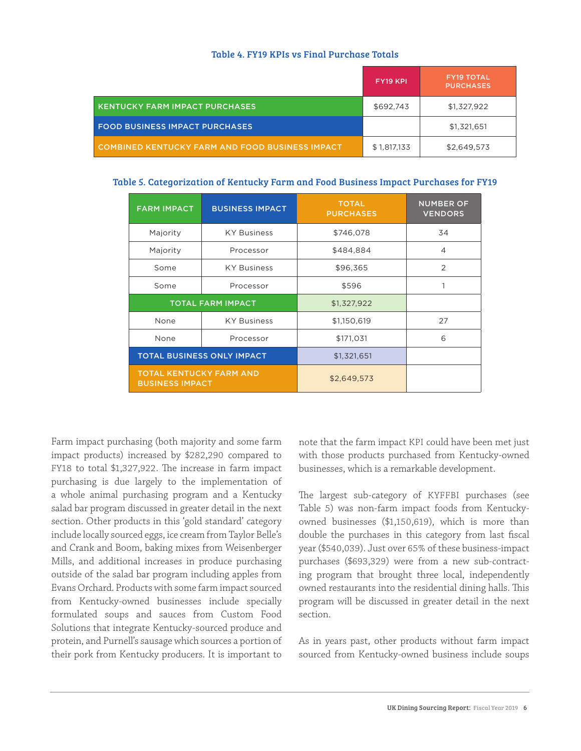### Table 4. FY19 KPIs vs Final Purchase Totals

| | FY19 KPI | FY19 TOTAL PURCHASES |
|---|---|---|
| KENTUCKY FARM IMPACT PURCHASES | $692,743 | $1,327,922 |
| FOOD BUSINESS IMPACT PURCHASES | | $1,321,651 |
| COMBINED KENTUCKY FARM AND FOOD BUSINESS IMPACT | $ 1,817,133 | $2,649,573 |

### Table 5. Categorization of Kentucky Farm and Food Business Impact Purchases for FY19

| FARM IMPACT | BUSINESS IMPACT | TOTAL PURCHASES | NUMBER OF VENDORS |
|---|---|---|---|
| Majority | KY Business | $746,078 | 34 |
| Majority | Processor | $484,884 | 4 |
| Some | KY Business | $96,365 | 2 |
| Some | Processor | $596 | 1 |
| TOTAL FARM IMPACT | | $1,327,922 | |
| None | KY Business | $1,150,619 | 27 |
| None | Processor | $171,031 | 6 |
| TOTAL BUSINESS ONLY IMPACT | | $1,321,651 | |
| TOTAL KENTUCKY FARM AND BUSINESS IMPACT | | $2,649,573 | |

Farm impact purchasing (both majority and some farm impact products) increased by $282,290 compared to FY18 to total $1,327,922. The increase in farm impact purchasing is due largely to the implementation of a whole animal purchasing program and a Kentucky salad bar program discussed in greater detail in the next section. Other products in this 'gold standard' category include locally sourced eggs, ice cream from Taylor Belle's and Crank and Boom, baking mixes from Weisenberger Mills, and additional increases in produce purchasing outside of the salad bar program including apples from Evans Orchard. Products with some farm impact sourced from Kentucky-owned businesses include specially formulated soups and sauces from Custom Food Solutions that integrate Kentucky-sourced produce and protein, and Purnell's sausage which sources a portion of their pork from Kentucky producers. It is important to note that the farm impact KPI could have been met just with those products purchased from Kentucky-owned businesses, which is a remarkable development.

The largest sub-category of KYFFBI purchases (see Table 5) was non-farm impact foods from Kentucky-owned businesses ($1,150,619), which is more than double the purchases in this category from last fiscal year ($540,039). Just over 65% of these business-impact purchases ($693,329) were from a new sub-contracting program that brought three local, independently owned restaurants into the residential dining halls. This program will be discussed in greater detail in the next section.

As in years past, other products without farm impact sourced from Kentucky-owned business include soups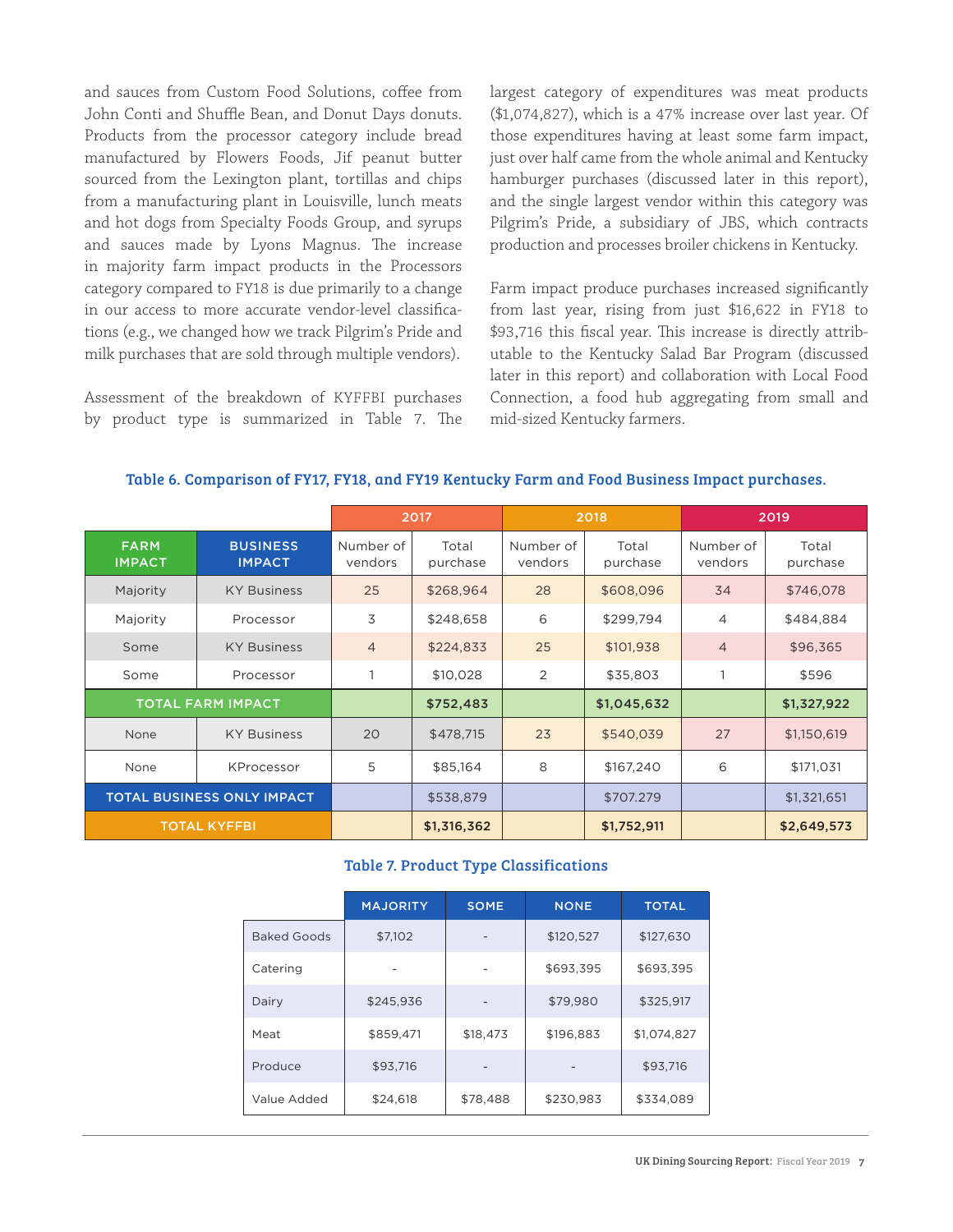and sauces from Custom Food Solutions, coffee from John Conti and Shuffle Bean, and Donut Days donuts. Products from the processor category include bread manufactured by Flowers Foods, Jif peanut butter sourced from the Lexington plant, tortillas and chips from a manufacturing plant in Louisville, lunch meats and hot dogs from Specialty Foods Group, and syrups and sauces made by Lyons Magnus. The increase in majority farm impact products in the Processors category compared to FY18 is due primarily to a change in our access to more accurate vendor-level classifications (e.g., we changed how we track Pilgrim's Pride and milk purchases that are sold through multiple vendors).

Assessment of the breakdown of KYFFBI purchases by product type is summarized in Table 7. The largest category of expenditures was meat products ($1,074,827), which is a 47% increase over last year. Of those expenditures having at least some farm impact, just over half came from the whole animal and Kentucky hamburger purchases (discussed later in this report), and the single largest vendor within this category was Pilgrim's Pride, a subsidiary of JBS, which contracts production and processes broiler chickens in Kentucky.

Farm impact produce purchases increased significantly from last year, rising from just $16,622 in FY18 to $93,716 this fiscal year. This increase is directly attributable to the Kentucky Salad Bar Program (discussed later in this report) and collaboration with Local Food Connection, a food hub aggregating from small and mid-sized Kentucky farmers.

**Table 6. Comparison of FY17, FY18, and FY19 Kentucky Farm and Food Business Impact purchases.**

| | | 2017 | | 2018 | | 2019 | |
|---|---|---|---|---|---|---|---|
| FARM IMPACT | BUSINESS IMPACT | Number of vendors | Total purchase | Number of vendors | Total purchase | Number of vendors | Total purchase |
| Majority | KY Business | 25 | $268,964 | 28 | $608,096 | 34 | $746,078 |
| Majority | Processor | 3 | $248,658 | 6 | $299,794 | 4 | $484,884 |
| Some | KY Business | 4 | $224,833 | 25 | $101,938 | 4 | $96,365 |
| Some | Processor | 1 | $10,028 | 2 | $35,803 | 1 | $596 |
| TOTAL FARM IMPACT | | | **$752,483** | | **$1,045,632** | | **$1,327,922** |
| None | KY Business | 20 | $478,715 | 23 | $540,039 | 27 | $1,150,619 |
| None | KProcessor | 5 | $85,164 | 8 | $167,240 | 6 | $171,031 |
| TOTAL BUSINESS ONLY IMPACT | | | $538,879 | | $707.279 | | $1,321,651 |
| TOTAL KYFFBI | | | **$1,316,362** | | **$1,752,911** | | **$2,649,573** |

**Table 7. Product Type Classifications**

| | MAJORITY | SOME | NONE | TOTAL |
|---|---|---|---|---|
| Baked Goods | $7,102 | - | $120,527 | $127,630 |
| Catering | - | - | $693,395 | $693,395 |
| Dairy | $245,936 | - | $79,980 | $325,917 |
| Meat | $859,471 | $18,473 | $196,883 | $1,074,827 |
| Produce | $93,716 | - | - | $93,716 |
| Value Added | $24,618 | $78,488 | $230,983 | $334,089 |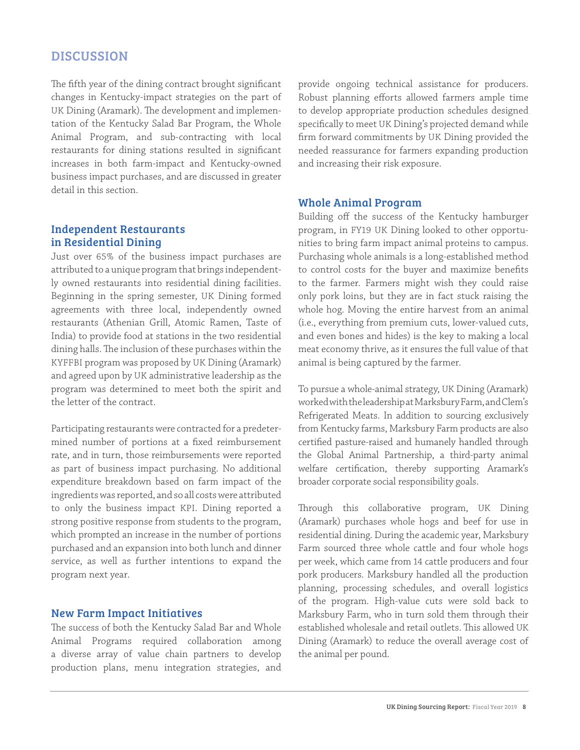## DISCUSSION

The fifth year of the dining contract brought significant changes in Kentucky-impact strategies on the part of UK Dining (Aramark). The development and implementation of the Kentucky Salad Bar Program, the Whole Animal Program, and sub-contracting with local restaurants for dining stations resulted in significant increases in both farm-impact and Kentucky-owned business impact purchases, and are discussed in greater detail in this section.

### Independent Restaurants in Residential Dining

Just over 65% of the business impact purchases are attributed to a unique program that brings independently owned restaurants into residential dining facilities. Beginning in the spring semester, UK Dining formed agreements with three local, independently owned restaurants (Athenian Grill, Atomic Ramen, Taste of India) to provide food at stations in the two residential dining halls. The inclusion of these purchases within the KYFFBI program was proposed by UK Dining (Aramark) and agreed upon by UK administrative leadership as the program was determined to meet both the spirit and the letter of the contract.

Participating restaurants were contracted for a predetermined number of portions at a fixed reimbursement rate, and in turn, those reimbursements were reported as part of business impact purchasing. No additional expenditure breakdown based on farm impact of the ingredients was reported, and so all costs were attributed to only the business impact KPI. Dining reported a strong positive response from students to the program, which prompted an increase in the number of portions purchased and an expansion into both lunch and dinner service, as well as further intentions to expand the program next year.

### New Farm Impact Initiatives

The success of both the Kentucky Salad Bar and Whole Animal Programs required collaboration among a diverse array of value chain partners to develop production plans, menu integration strategies, and provide ongoing technical assistance for producers. Robust planning efforts allowed farmers ample time to develop appropriate production schedules designed specifically to meet UK Dining's projected demand while firm forward commitments by UK Dining provided the needed reassurance for farmers expanding production and increasing their risk exposure.

### Whole Animal Program

Building off the success of the Kentucky hamburger program, in FY19 UK Dining looked to other opportunities to bring farm impact animal proteins to campus. Purchasing whole animals is a long-established method to control costs for the buyer and maximize benefits to the farmer. Farmers might wish they could raise only pork loins, but they are in fact stuck raising the whole hog. Moving the entire harvest from an animal (i.e., everything from premium cuts, lower-valued cuts, and even bones and hides) is the key to making a local meat economy thrive, as it ensures the full value of that animal is being captured by the farmer.

To pursue a whole-animal strategy, UK Dining (Aramark) worked with the leadership at Marksbury Farm, and Clem's Refrigerated Meats. In addition to sourcing exclusively from Kentucky farms, Marksbury Farm products are also certified pasture-raised and humanely handled through the Global Animal Partnership, a third-party animal welfare certification, thereby supporting Aramark's broader corporate social responsibility goals.

Through this collaborative program, UK Dining (Aramark) purchases whole hogs and beef for use in residential dining. During the academic year, Marksbury Farm sourced three whole cattle and four whole hogs per week, which came from 14 cattle producers and four pork producers. Marksbury handled all the production planning, processing schedules, and overall logistics of the program. High-value cuts were sold back to Marksbury Farm, who in turn sold them through their established wholesale and retail outlets. This allowed UK Dining (Aramark) to reduce the overall average cost of the animal per pound.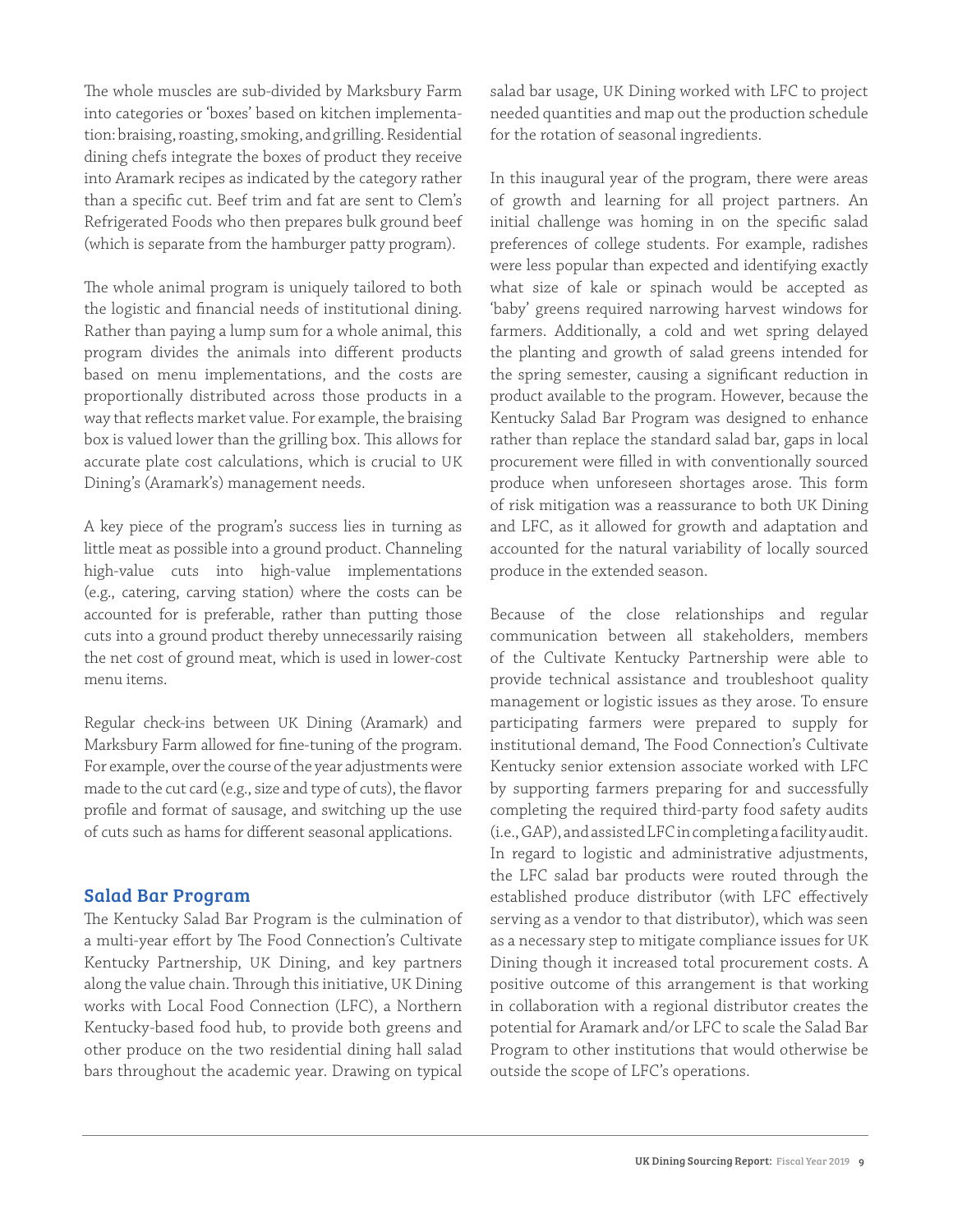The whole muscles are sub-divided by Marksbury Farm into categories or 'boxes' based on kitchen implementation: braising, roasting, smoking, and grilling. Residential dining chefs integrate the boxes of product they receive into Aramark recipes as indicated by the category rather than a specific cut. Beef trim and fat are sent to Clem's Refrigerated Foods who then prepares bulk ground beef (which is separate from the hamburger patty program).

The whole animal program is uniquely tailored to both the logistic and financial needs of institutional dining. Rather than paying a lump sum for a whole animal, this program divides the animals into different products based on menu implementations, and the costs are proportionally distributed across those products in a way that reflects market value. For example, the braising box is valued lower than the grilling box. This allows for accurate plate cost calculations, which is crucial to UK Dining's (Aramark's) management needs.

A key piece of the program's success lies in turning as little meat as possible into a ground product. Channeling high-value cuts into high-value implementations (e.g., catering, carving station) where the costs can be accounted for is preferable, rather than putting those cuts into a ground product thereby unnecessarily raising the net cost of ground meat, which is used in lower-cost menu items.

Regular check-ins between UK Dining (Aramark) and Marksbury Farm allowed for fine-tuning of the program. For example, over the course of the year adjustments were made to the cut card (e.g., size and type of cuts), the flavor profile and format of sausage, and switching up the use of cuts such as hams for different seasonal applications.

## Salad Bar Program

The Kentucky Salad Bar Program is the culmination of a multi-year effort by The Food Connection's Cultivate Kentucky Partnership, UK Dining, and key partners along the value chain. Through this initiative, UK Dining works with Local Food Connection (LFC), a Northern Kentucky-based food hub, to provide both greens and other produce on the two residential dining hall salad bars throughout the academic year. Drawing on typical salad bar usage, UK Dining worked with LFC to project needed quantities and map out the production schedule for the rotation of seasonal ingredients.

In this inaugural year of the program, there were areas of growth and learning for all project partners. An initial challenge was homing in on the specific salad preferences of college students. For example, radishes were less popular than expected and identifying exactly what size of kale or spinach would be accepted as 'baby' greens required narrowing harvest windows for farmers. Additionally, a cold and wet spring delayed the planting and growth of salad greens intended for the spring semester, causing a significant reduction in product available to the program. However, because the Kentucky Salad Bar Program was designed to enhance rather than replace the standard salad bar, gaps in local procurement were filled in with conventionally sourced produce when unforeseen shortages arose. This form of risk mitigation was a reassurance to both UK Dining and LFC, as it allowed for growth and adaptation and accounted for the natural variability of locally sourced produce in the extended season.

Because of the close relationships and regular communication between all stakeholders, members of the Cultivate Kentucky Partnership were able to provide technical assistance and troubleshoot quality management or logistic issues as they arose. To ensure participating farmers were prepared to supply for institutional demand, The Food Connection's Cultivate Kentucky senior extension associate worked with LFC by supporting farmers preparing for and successfully completing the required third-party food safety audits (i.e., GAP), and assisted LFC in completing a facility audit. In regard to logistic and administrative adjustments, the LFC salad bar products were routed through the established produce distributor (with LFC effectively serving as a vendor to that distributor), which was seen as a necessary step to mitigate compliance issues for UK Dining though it increased total procurement costs. A positive outcome of this arrangement is that working in collaboration with a regional distributor creates the potential for Aramark and/or LFC to scale the Salad Bar Program to other institutions that would otherwise be outside the scope of LFC's operations.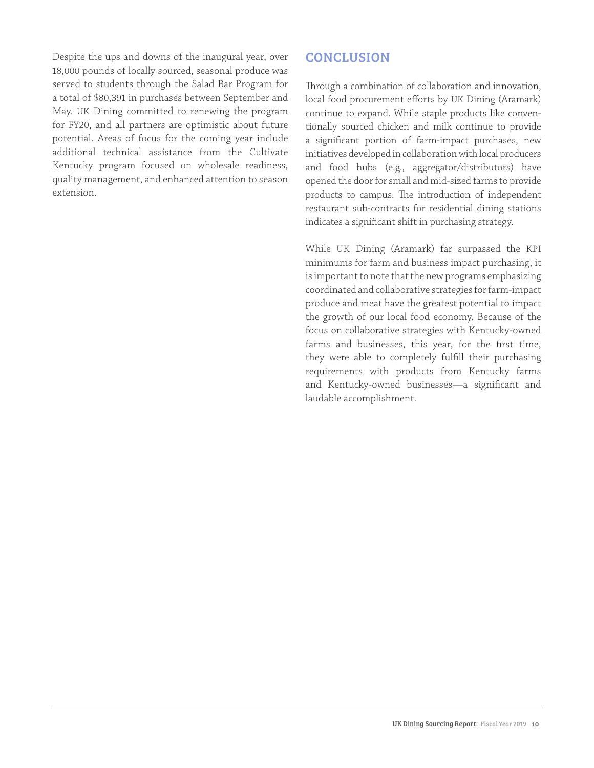Despite the ups and downs of the inaugural year, over 18,000 pounds of locally sourced, seasonal produce was served to students through the Salad Bar Program for a total of $80,391 in purchases between September and May. UK Dining committed to renewing the program for FY20, and all partners are optimistic about future potential. Areas of focus for the coming year include additional technical assistance from the Cultivate Kentucky program focused on wholesale readiness, quality management, and enhanced attention to season extension.

## CONCLUSION

Through a combination of collaboration and innovation, local food procurement efforts by UK Dining (Aramark) continue to expand. While staple products like conventionally sourced chicken and milk continue to provide a significant portion of farm-impact purchases, new initiatives developed in collaboration with local producers and food hubs (e.g., aggregator/distributors) have opened the door for small and mid-sized farms to provide products to campus. The introduction of independent restaurant sub-contracts for residential dining stations indicates a significant shift in purchasing strategy.

While UK Dining (Aramark) far surpassed the KPI minimums for farm and business impact purchasing, it is important to note that the new programs emphasizing coordinated and collaborative strategies for farm-impact produce and meat have the greatest potential to impact the growth of our local food economy. Because of the focus on collaborative strategies with Kentucky-owned farms and businesses, this year, for the first time, they were able to completely fulfill their purchasing requirements with products from Kentucky farms and Kentucky-owned businesses—a significant and laudable accomplishment.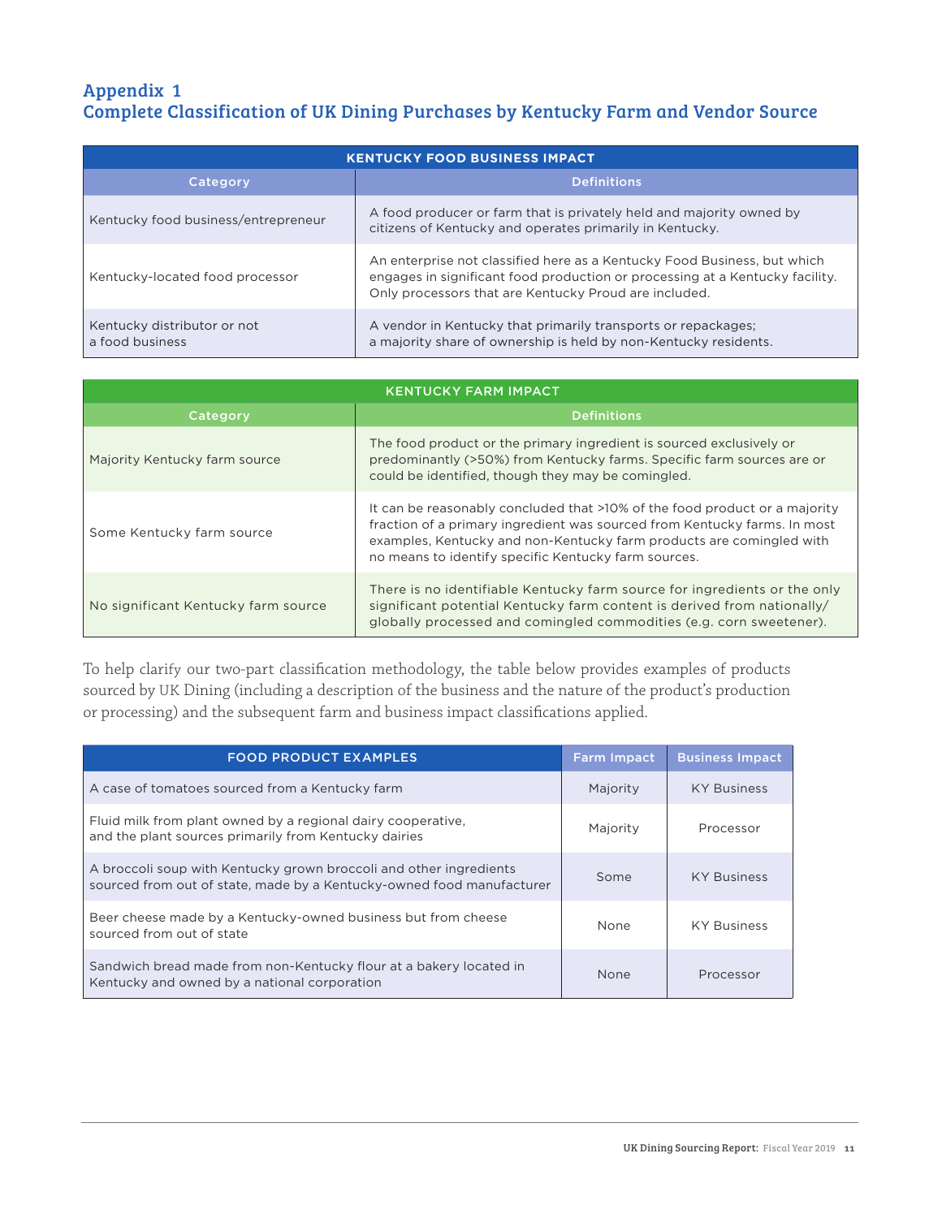## Appendix 1
## Complete Classification of UK Dining Purchases by Kentucky Farm and Vendor Source

| KENTUCKY FOOD BUSINESS IMPACT | |
|---|---|
| **Category** | **Definitions** |
| Kentucky food business/entrepreneur | A food producer or farm that is privately held and majority owned by citizens of Kentucky and operates primarily in Kentucky. |
| Kentucky-located food processor | An enterprise not classified here as a Kentucky Food Business, but which engages in significant food production or processing at a Kentucky facility. Only processors that are Kentucky Proud are included. |
| Kentucky distributor or not a food business | A vendor in Kentucky that primarily transports or repackages; a majority share of ownership is held by non-Kentucky residents. |

| KENTUCKY FARM IMPACT | |
|---|---|
| **Category** | **Definitions** |
| Majority Kentucky farm source | The food product or the primary ingredient is sourced exclusively or predominantly (>50%) from Kentucky farms. Specific farm sources are or could be identified, though they may be comingled. |
| Some Kentucky farm source | It can be reasonably concluded that >10% of the food product or a majority fraction of a primary ingredient was sourced from Kentucky farms. In most examples, Kentucky and non-Kentucky farm products are comingled with no means to identify specific Kentucky farm sources. |
| No significant Kentucky farm source | There is no identifiable Kentucky farm source for ingredients or the only significant potential Kentucky farm content is derived from nationally/globally processed and comingled commodities (e.g. corn sweetener). |

To help clarify our two-part classification methodology, the table below provides examples of products sourced by UK Dining (including a description of the business and the nature of the product's production or processing) and the subsequent farm and business impact classifications applied.

| FOOD PRODUCT EXAMPLES | Farm Impact | Business Impact |
|---|---|---|
| A case of tomatoes sourced from a Kentucky farm | Majority | KY Business |
| Fluid milk from plant owned by a regional dairy cooperative, and the plant sources primarily from Kentucky dairies | Majority | Processor |
| A broccoli soup with Kentucky grown broccoli and other ingredients sourced from out of state, made by a Kentucky-owned food manufacturer | Some | KY Business |
| Beer cheese made by a Kentucky-owned business but from cheese sourced from out of state | None | KY Business |
| Sandwich bread made from non-Kentucky flour at a bakery located in Kentucky and owned by a national corporation | None | Processor |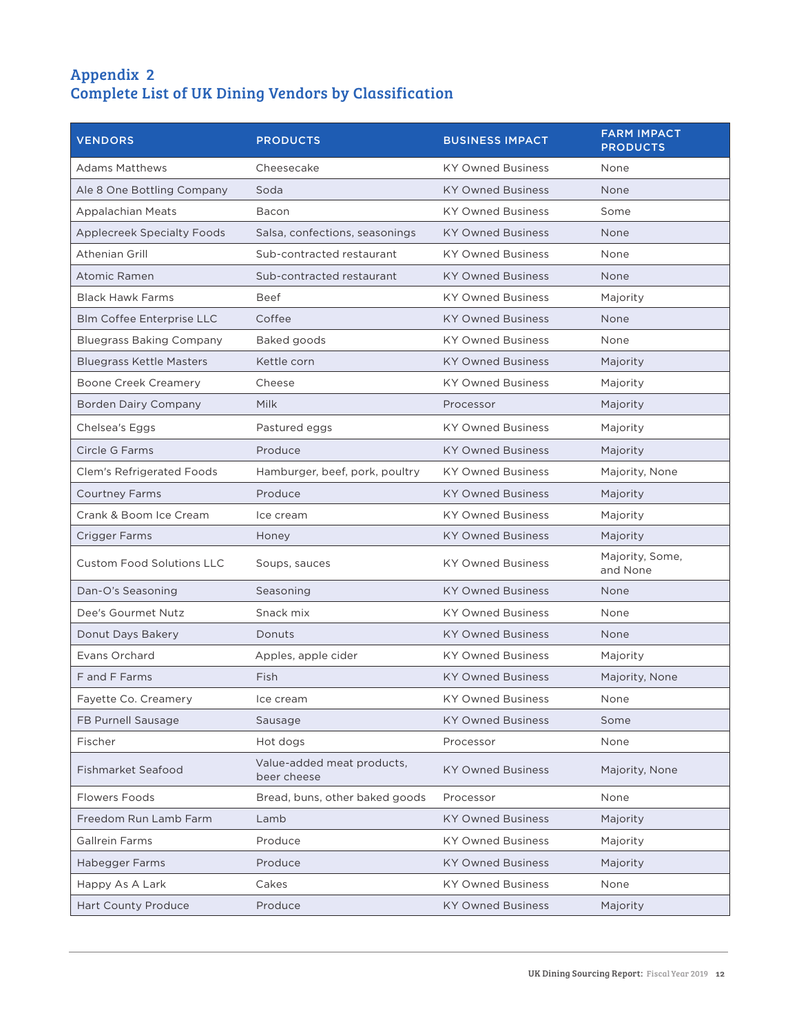## Appendix 2
## Complete List of UK Dining Vendors by Classification

| VENDORS | PRODUCTS | BUSINESS IMPACT | FARM IMPACT PRODUCTS |
|---|---|---|---|
| Adams Matthews | Cheesecake | KY Owned Business | None |
| Ale 8 One Bottling Company | Soda | KY Owned Business | None |
| Appalachian Meats | Bacon | KY Owned Business | Some |
| Applecreek Specialty Foods | Salsa, confections, seasonings | KY Owned Business | None |
| Athenian Grill | Sub-contracted restaurant | KY Owned Business | None |
| Atomic Ramen | Sub-contracted restaurant | KY Owned Business | None |
| Black Hawk Farms | Beef | KY Owned Business | Majority |
| Blm Coffee Enterprise LLC | Coffee | KY Owned Business | None |
| Bluegrass Baking Company | Baked goods | KY Owned Business | None |
| Bluegrass Kettle Masters | Kettle corn | KY Owned Business | Majority |
| Boone Creek Creamery | Cheese | KY Owned Business | Majority |
| Borden Dairy Company | Milk | Processor | Majority |
| Chelsea's Eggs | Pastured eggs | KY Owned Business | Majority |
| Circle G Farms | Produce | KY Owned Business | Majority |
| Clem's Refrigerated Foods | Hamburger, beef, pork, poultry | KY Owned Business | Majority, None |
| Courtney Farms | Produce | KY Owned Business | Majority |
| Crank & Boom Ice Cream | Ice cream | KY Owned Business | Majority |
| Crigger Farms | Honey | KY Owned Business | Majority |
| Custom Food Solutions LLC | Soups, sauces | KY Owned Business | Majority, Some, and None |
| Dan-O's Seasoning | Seasoning | KY Owned Business | None |
| Dee's Gourmet Nutz | Snack mix | KY Owned Business | None |
| Donut Days Bakery | Donuts | KY Owned Business | None |
| Evans Orchard | Apples, apple cider | KY Owned Business | Majority |
| F and F Farms | Fish | KY Owned Business | Majority, None |
| Fayette Co. Creamery | Ice cream | KY Owned Business | None |
| FB Purnell Sausage | Sausage | KY Owned Business | Some |
| Fischer | Hot dogs | Processor | None |
| Fishmarket Seafood | Value-added meat products, beer cheese | KY Owned Business | Majority, None |
| Flowers Foods | Bread, buns, other baked goods | Processor | None |
| Freedom Run Lamb Farm | Lamb | KY Owned Business | Majority |
| Gallrein Farms | Produce | KY Owned Business | Majority |
| Habegger Farms | Produce | KY Owned Business | Majority |
| Happy As A Lark | Cakes | KY Owned Business | None |
| Hart County Produce | Produce | KY Owned Business | Majority |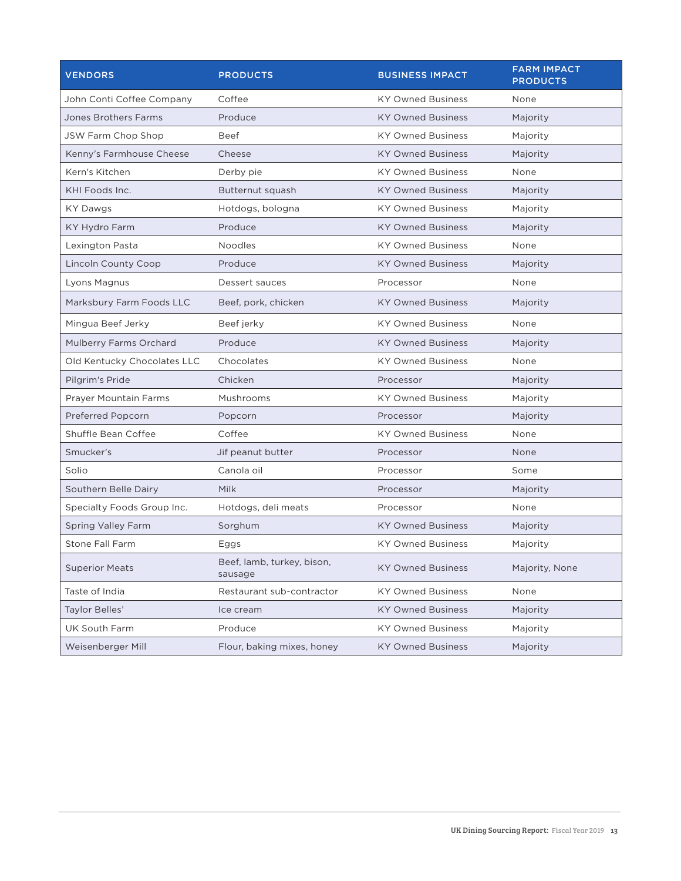| VENDORS | PRODUCTS | BUSINESS IMPACT | FARM IMPACT PRODUCTS |
|---|---|---|---|
| John Conti Coffee Company | Coffee | KY Owned Business | None |
| Jones Brothers Farms | Produce | KY Owned Business | Majority |
| JSW Farm Chop Shop | Beef | KY Owned Business | Majority |
| Kenny's Farmhouse Cheese | Cheese | KY Owned Business | Majority |
| Kern's Kitchen | Derby pie | KY Owned Business | None |
| KHI Foods Inc. | Butternut squash | KY Owned Business | Majority |
| KY Dawgs | Hotdogs, bologna | KY Owned Business | Majority |
| KY Hydro Farm | Produce | KY Owned Business | Majority |
| Lexington Pasta | Noodles | KY Owned Business | None |
| Lincoln County Coop | Produce | KY Owned Business | Majority |
| Lyons Magnus | Dessert sauces | Processor | None |
| Marksbury Farm Foods LLC | Beef, pork, chicken | KY Owned Business | Majority |
| Mingua Beef Jerky | Beef jerky | KY Owned Business | None |
| Mulberry Farms Orchard | Produce | KY Owned Business | Majority |
| Old Kentucky Chocolates LLC | Chocolates | KY Owned Business | None |
| Pilgrim's Pride | Chicken | Processor | Majority |
| Prayer Mountain Farms | Mushrooms | KY Owned Business | Majority |
| Preferred Popcorn | Popcorn | Processor | Majority |
| Shuffle Bean Coffee | Coffee | KY Owned Business | None |
| Smucker's | Jif peanut butter | Processor | None |
| Solio | Canola oil | Processor | Some |
| Southern Belle Dairy | Milk | Processor | Majority |
| Specialty Foods Group Inc. | Hotdogs, deli meats | Processor | None |
| Spring Valley Farm | Sorghum | KY Owned Business | Majority |
| Stone Fall Farm | Eggs | KY Owned Business | Majority |
| Superior Meats | Beef, lamb, turkey, bison, sausage | KY Owned Business | Majority, None |
| Taste of India | Restaurant sub-contractor | KY Owned Business | None |
| Taylor Belles' | Ice cream | KY Owned Business | Majority |
| UK South Farm | Produce | KY Owned Business | Majority |
| Weisenberger Mill | Flour, baking mixes, honey | KY Owned Business | Majority |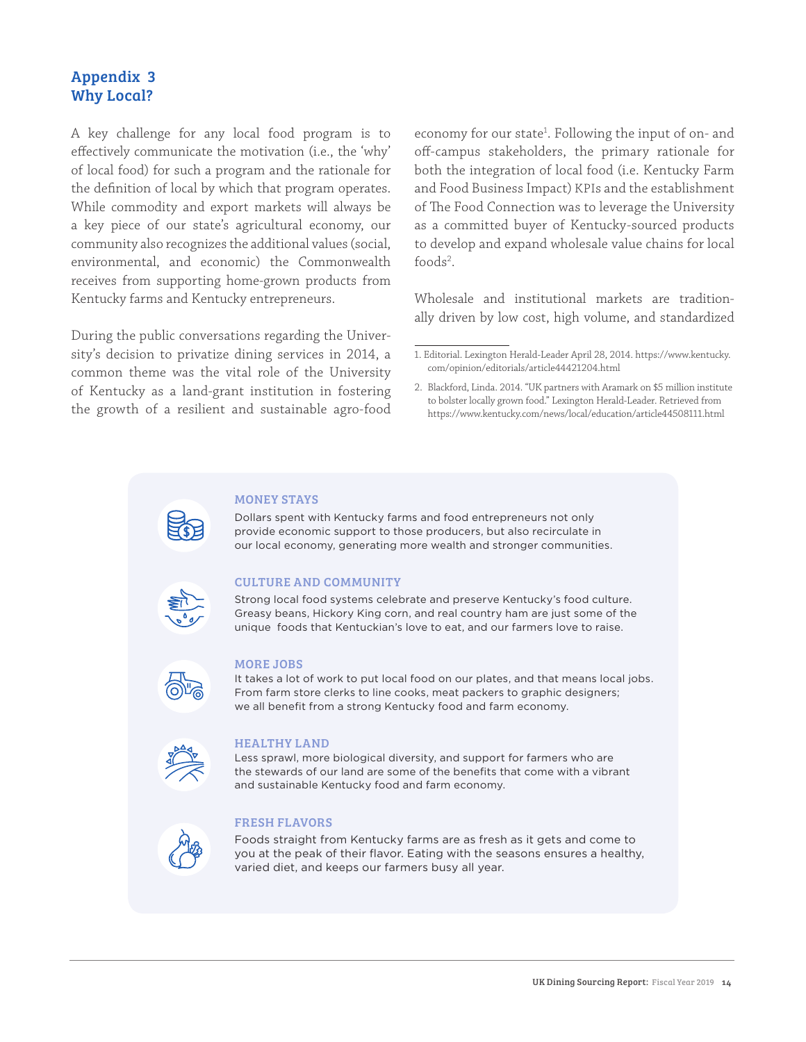## Appendix 3
## Why Local?

A key challenge for any local food program is to effectively communicate the motivation (i.e., the 'why' of local food) for such a program and the rationale for the definition of local by which that program operates. While commodity and export markets will always be a key piece of our state's agricultural economy, our community also recognizes the additional values (social, environmental, and economic) the Commonwealth receives from supporting home-grown products from Kentucky farms and Kentucky entrepreneurs.

During the public conversations regarding the University's decision to privatize dining services in 2014, a common theme was the vital role of the University of Kentucky as a land-grant institution in fostering the growth of a resilient and sustainable agro-food economy for our state[1]. Following the input of on- and off-campus stakeholders, the primary rationale for both the integration of local food (i.e. Kentucky Farm and Food Business Impact) KPIs and the establishment of The Food Connection was to leverage the University as a committed buyer of Kentucky-sourced products to develop and expand wholesale value chains for local foods[2].

Wholesale and institutional markets are traditionally driven by low cost, high volume, and standardized

1. Editorial. Lexington Herald-Leader April 28, 2014. https://www.kentucky.com/opinion/editorials/article44421204.html

2. Blackford, Linda. 2014. "UK partners with Aramark on $5 million institute to bolster locally grown food." Lexington Herald-Leader. Retrieved from https://www.kentucky.com/news/local/education/article44508111.html

### MONEY STAYS

Dollars spent with Kentucky farms and food entrepreneurs not only provide economic support to those producers, but also recirculate in our local economy, generating more wealth and stronger communities.

### CULTURE AND COMMUNITY

Strong local food systems celebrate and preserve Kentucky's food culture. Greasy beans, Hickory King corn, and real country ham are just some of the unique foods that Kentuckian's love to eat, and our farmers love to raise.

### MORE JOBS

It takes a lot of work to put local food on our plates, and that means local jobs. From farm store clerks to line cooks, meat packers to graphic designers; we all benefit from a strong Kentucky food and farm economy.

### HEALTHY LAND

Less sprawl, more biological diversity, and support for farmers who are the stewards of our land are some of the benefits that come with a vibrant and sustainable Kentucky food and farm economy.

### FRESH FLAVORS

Foods straight from Kentucky farms are as fresh as it gets and come to you at the peak of their flavor. Eating with the seasons ensures a healthy, varied diet, and keeps our farmers busy all year.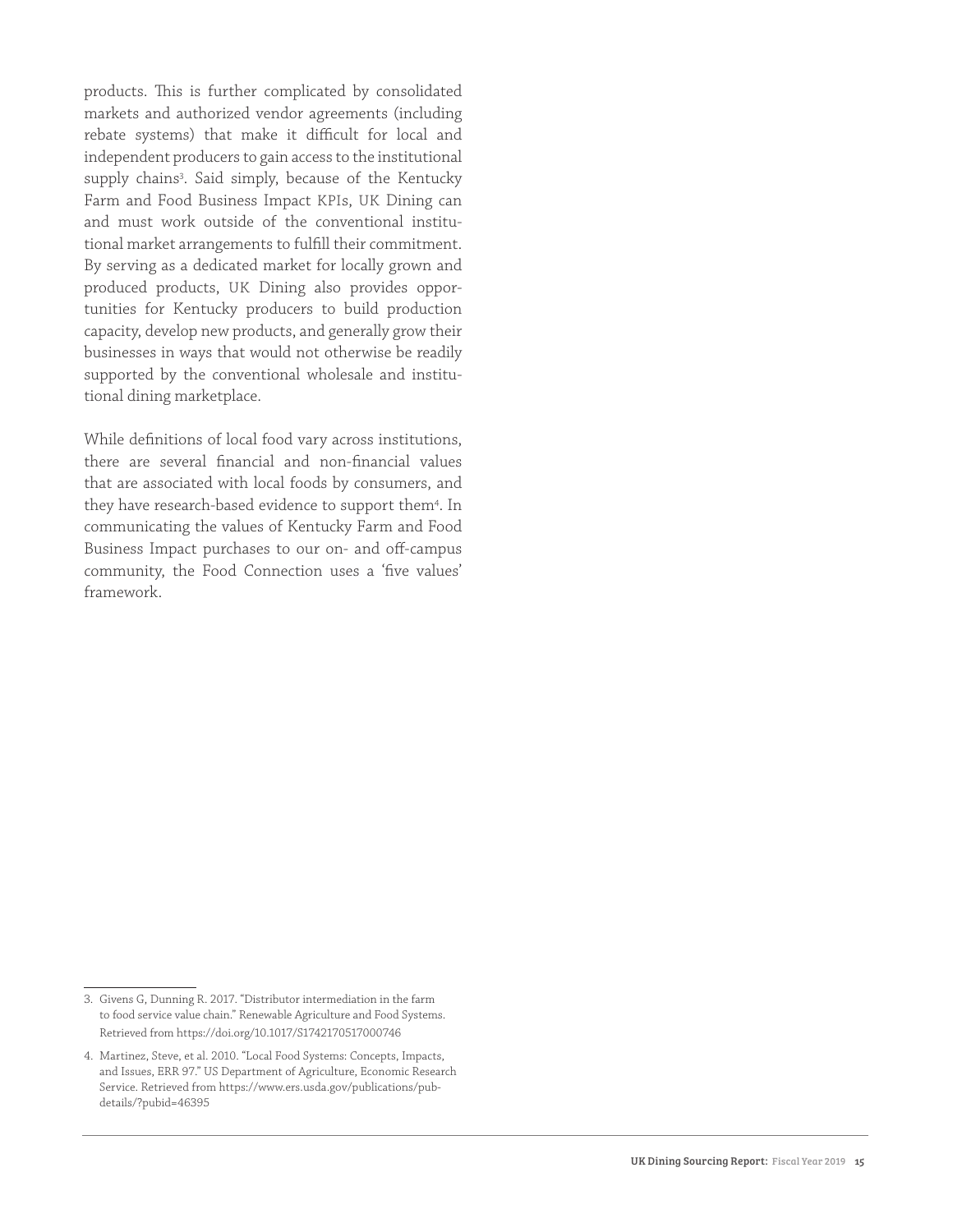products. This is further complicated by consolidated markets and authorized vendor agreements (including rebate systems) that make it difficult for local and independent producers to gain access to the institutional supply chains[3]. Said simply, because of the Kentucky Farm and Food Business Impact KPIs, UK Dining can and must work outside of the conventional institutional market arrangements to fulfill their commitment. By serving as a dedicated market for locally grown and produced products, UK Dining also provides opportunities for Kentucky producers to build production capacity, develop new products, and generally grow their businesses in ways that would not otherwise be readily supported by the conventional wholesale and institutional dining marketplace.

While definitions of local food vary across institutions, there are several financial and non-financial values that are associated with local foods by consumers, and they have research-based evidence to support them[4]. In communicating the values of Kentucky Farm and Food Business Impact purchases to our on- and off-campus community, the Food Connection uses a 'five values' framework.

---

3. Givens G, Dunning R. 2017. "Distributor intermediation in the farm to food service value chain." Renewable Agriculture and Food Systems. Retrieved from https://doi.org/10.1017/S1742170517000746

4. Martinez, Steve, et al. 2010. "Local Food Systems: Concepts, Impacts, and Issues, ERR 97." US Department of Agriculture, Economic Research Service. Retrieved from https://www.ers.usda.gov/publications/pub-details/?pubid=46395